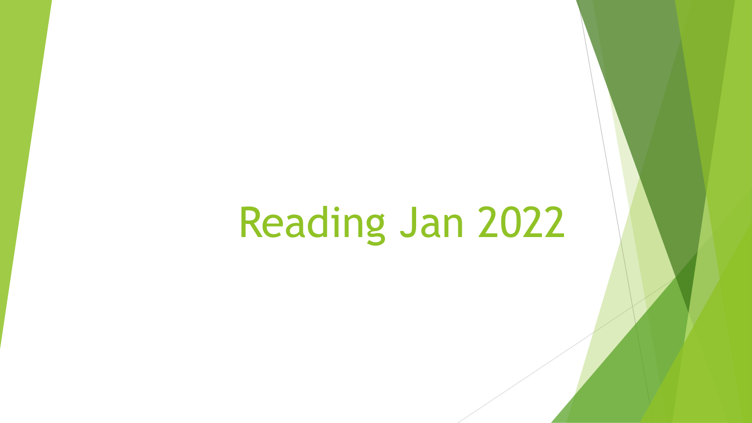# Reading Jan 2022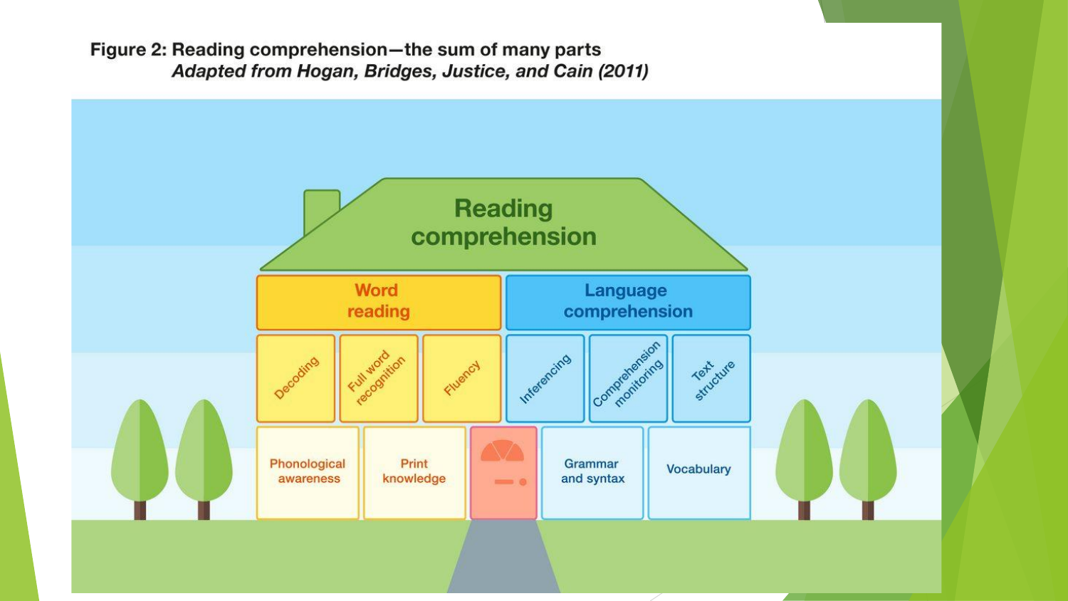**Figure 2: Reading comprehension—the sum of many parts**
***Adapted from Hogan, Bridges, Justice, and Cain (2011)***

Reading comprehension

Word reading

Language comprehension

Decoding

Full word recognition

Fluency

Inferencing

Comprehension monitoring

Text structure

Phonological awareness

Print knowledge

Grammar and syntax

Vocabulary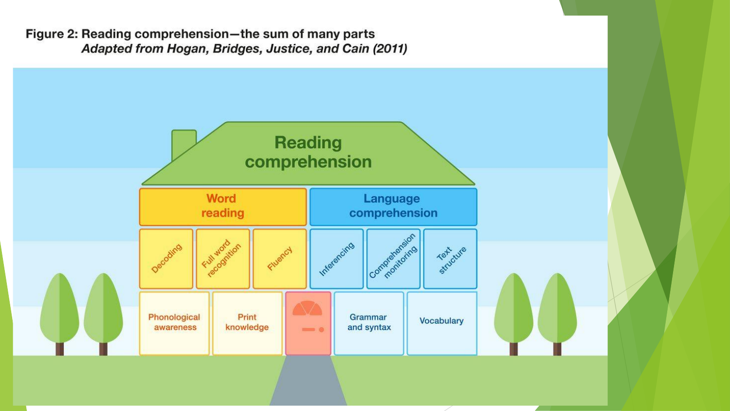**Figure 2: Reading comprehension—the sum of many parts**
***Adapted from Hogan, Bridges, Justice, and Cain (2011)***

Reading comprehension

| Word reading | | | Language comprehension | | |
|---|---|---|---|---|---|
| Decoding | Full word recognition | Fluency | Inferencing | Comprehension monitoring | Text structure |
| Phonological awareness | Print knowledge | | Grammar and syntax | Vocabulary | |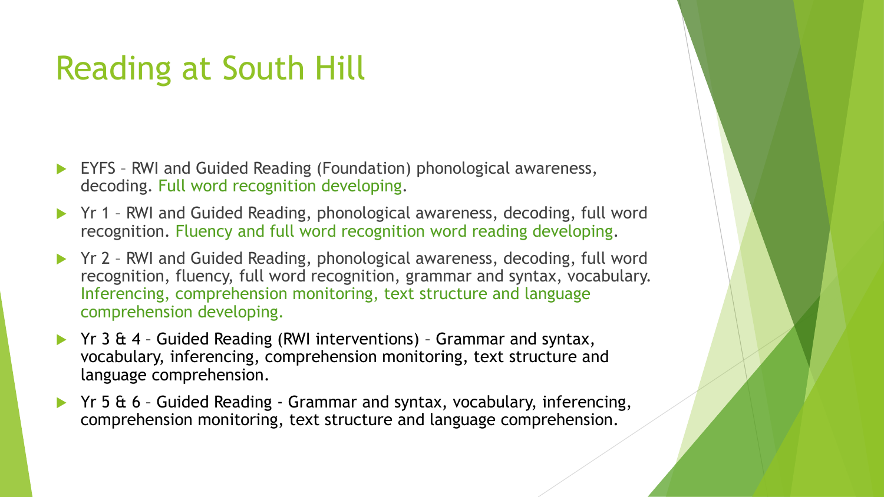# Reading at South Hill

- EYFS – RWI and Guided Reading (Foundation) phonological awareness, decoding. Full word recognition developing.
- Yr 1 – RWI and Guided Reading, phonological awareness, decoding, full word recognition. Fluency and full word recognition word reading developing.
- Yr 2 – RWI and Guided Reading, phonological awareness, decoding, full word recognition, fluency, full word recognition, grammar and syntax, vocabulary. Inferencing, comprehension monitoring, text structure and language comprehension developing.
- Yr 3 & 4 – Guided Reading (RWI interventions) – Grammar and syntax, vocabulary, inferencing, comprehension monitoring, text structure and language comprehension.
- Yr 5 & 6 – Guided Reading - Grammar and syntax, vocabulary, inferencing, comprehension monitoring, text structure and language comprehension.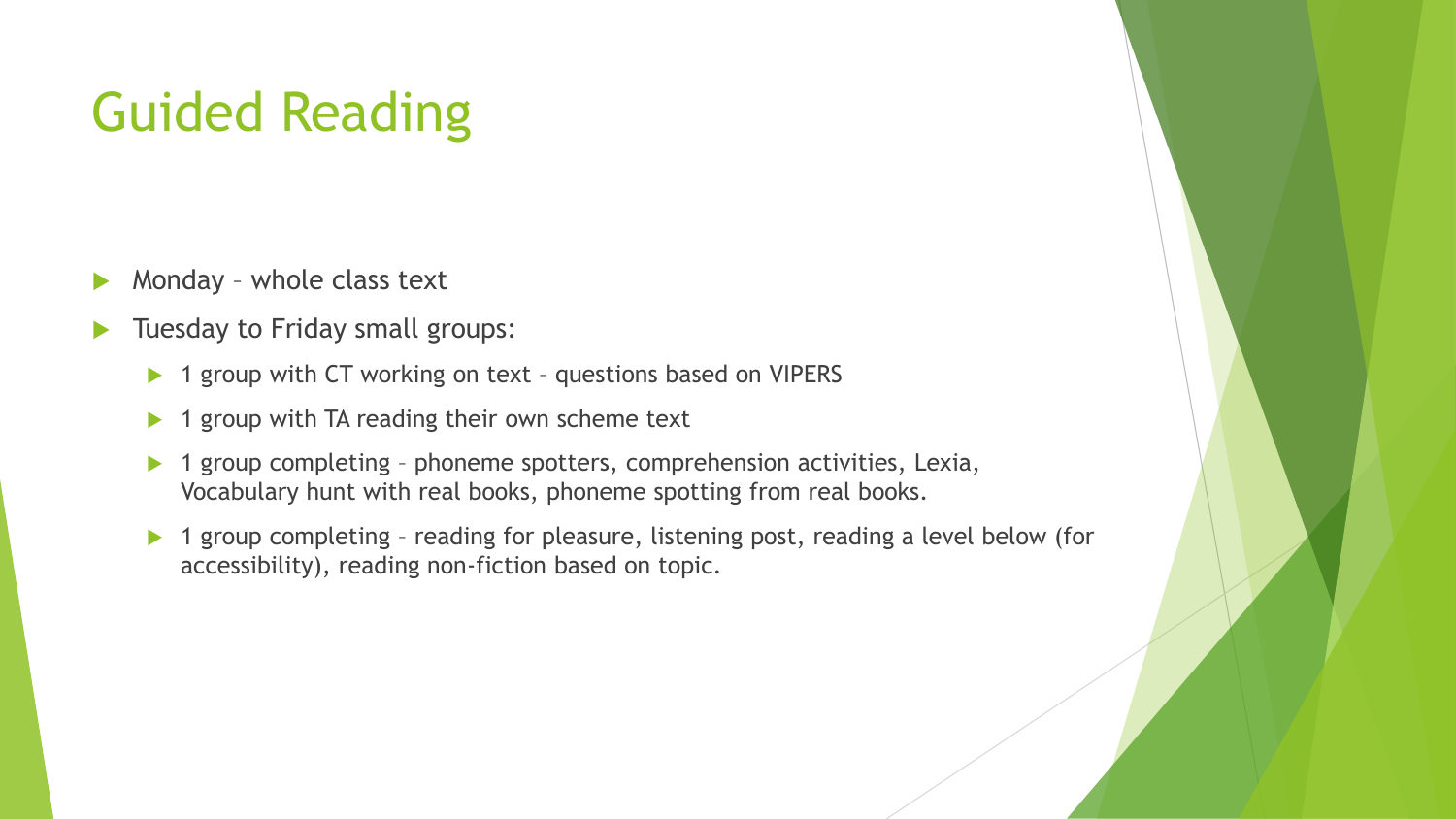# Guided Reading

- Monday – whole class text
- Tuesday to Friday small groups:
  - 1 group with CT working on text – questions based on VIPERS
  - 1 group with TA reading their own scheme text
  - 1 group completing – phoneme spotters, comprehension activities, Lexia, Vocabulary hunt with real books, phoneme spotting from real books.
  - 1 group completing – reading for pleasure, listening post, reading a level below (for accessibility), reading non-fiction based on topic.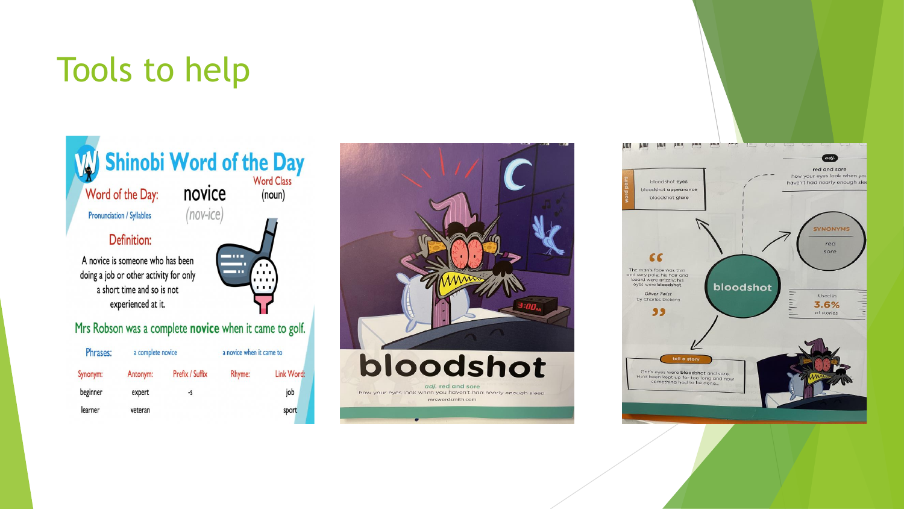# Tools to help

## Shinobi Word of the Day

Word of the Day: **novice**

Word Class: (noun)

Pronunciation / Syllables: (nov-ice)

**Definition:**

A novice is someone who has been doing a job or other activity for only a short time and so is not experienced at it.

Mrs Robson was a complete **novice** when it came to golf.

Phrases: a complete novice; a novice when it came to

| Synonym: | Antonym: | Prefix / Suffix | Rhyme: | Link Word: |
|---|---|---|---|---|
| beginner | expert | -s | | job |
| learner | veteran | | | sport |

## bloodshot

*adj.* red and sore

how your eyes look when you haven't had nearly enough sleep

mrswordsmith.com

---

*adj.*

red and sore

how your eyes look when you haven't had nearly enough slee

word pairs:
- bloodshot eyes
- bloodshot appearance
- bloodshot glare

SYNONYMS: red, sore

"The man's face was thin and very pale; his hair and beard were grizzly; his eyes were bloodshot."

*Oliver Twist* by Charles Dickens

**bloodshot**

Used in 3.6% of stories

tell a story: Grit's eyes were **bloodshot** and sore. He'd been kept up for too long and now something had to be done...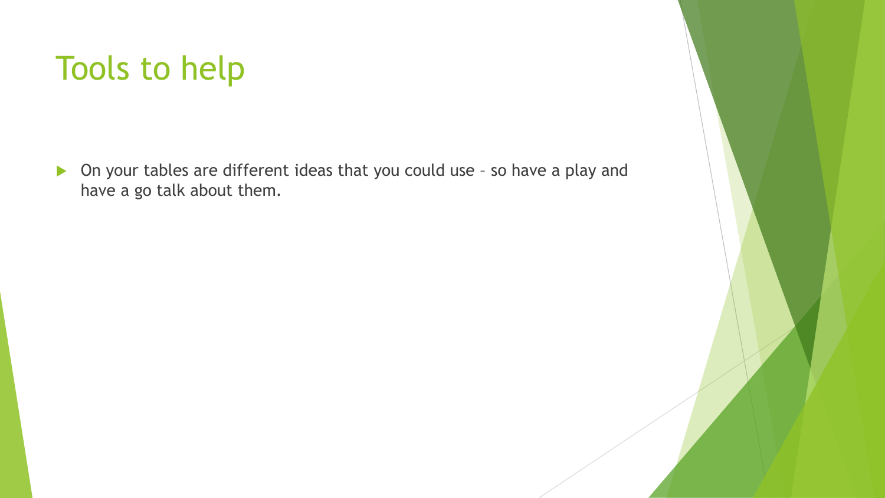# Tools to help

- On your tables are different ideas that you could use – so have a play and have a go talk about them.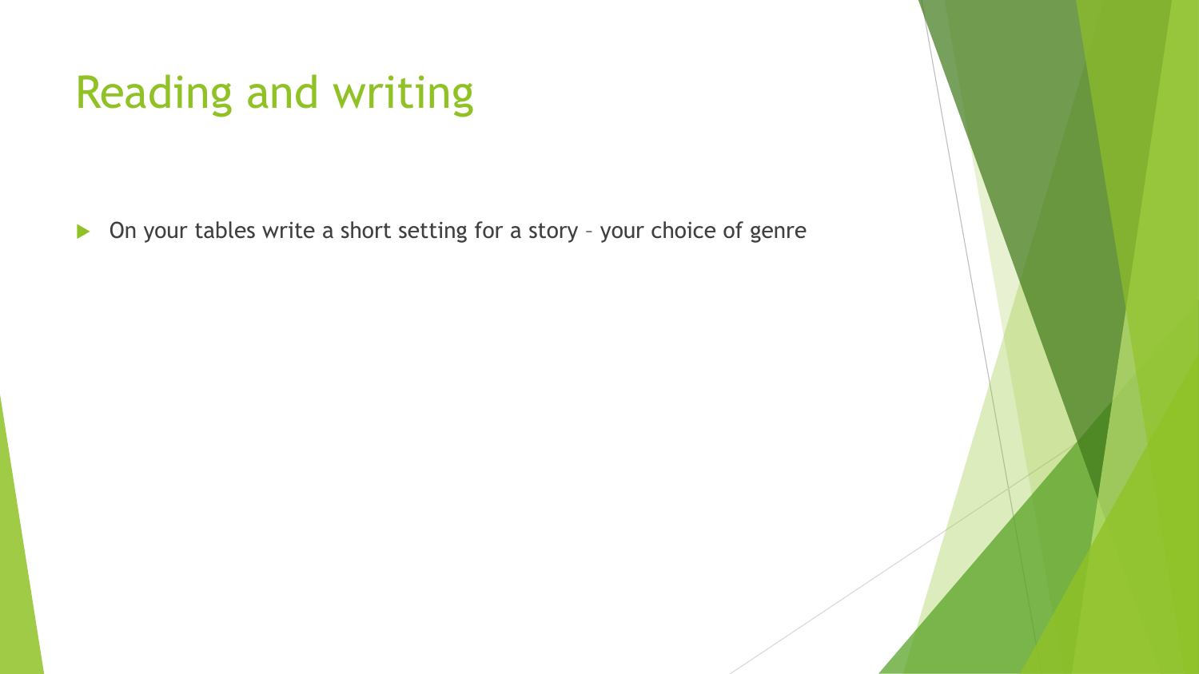# Reading and writing

- On your tables write a short setting for a story – your choice of genre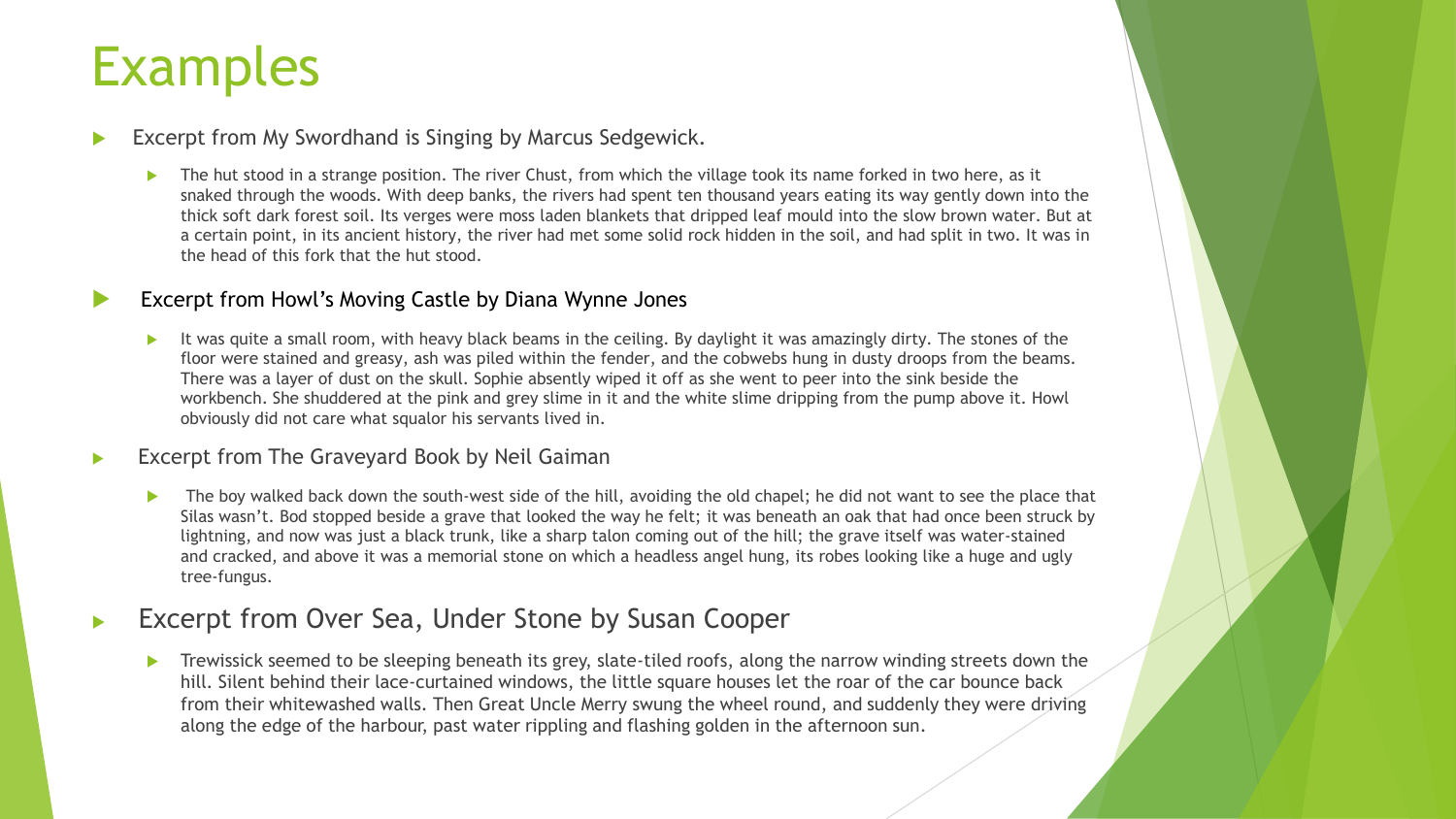# Examples

- Excerpt from My Swordhand is Singing by Marcus Sedgewick.
  - The hut stood in a strange position. The river Chust, from which the village took its name forked in two here, as it snaked through the woods. With deep banks, the rivers had spent ten thousand years eating its way gently down into the thick soft dark forest soil. Its verges were moss laden blankets that dripped leaf mould into the slow brown water. But at a certain point, in its ancient history, the river had met some solid rock hidden in the soil, and had split in two. It was in the head of this fork that the hut stood.
- Excerpt from Howl's Moving Castle by Diana Wynne Jones
  - It was quite a small room, with heavy black beams in the ceiling. By daylight it was amazingly dirty. The stones of the floor were stained and greasy, ash was piled within the fender, and the cobwebs hung in dusty droops from the beams. There was a layer of dust on the skull. Sophie absently wiped it off as she went to peer into the sink beside the workbench. She shuddered at the pink and grey slime in it and the white slime dripping from the pump above it. Howl obviously did not care what squalor his servants lived in.
- Excerpt from The Graveyard Book by Neil Gaiman
  - The boy walked back down the south-west side of the hill, avoiding the old chapel; he did not want to see the place that Silas wasn't. Bod stopped beside a grave that looked the way he felt; it was beneath an oak that had once been struck by lightning, and now was just a black trunk, like a sharp talon coming out of the hill; the grave itself was water-stained and cracked, and above it was a memorial stone on which a headless angel hung, its robes looking like a huge and ugly tree-fungus.
- Excerpt from Over Sea, Under Stone by Susan Cooper
  - Trewissick seemed to be sleeping beneath its grey, slate-tiled roofs, along the narrow winding streets down the hill. Silent behind their lace-curtained windows, the little square houses let the roar of the car bounce back from their whitewashed walls. Then Great Uncle Merry swung the wheel round, and suddenly they were driving along the edge of the harbour, past water rippling and flashing golden in the afternoon sun.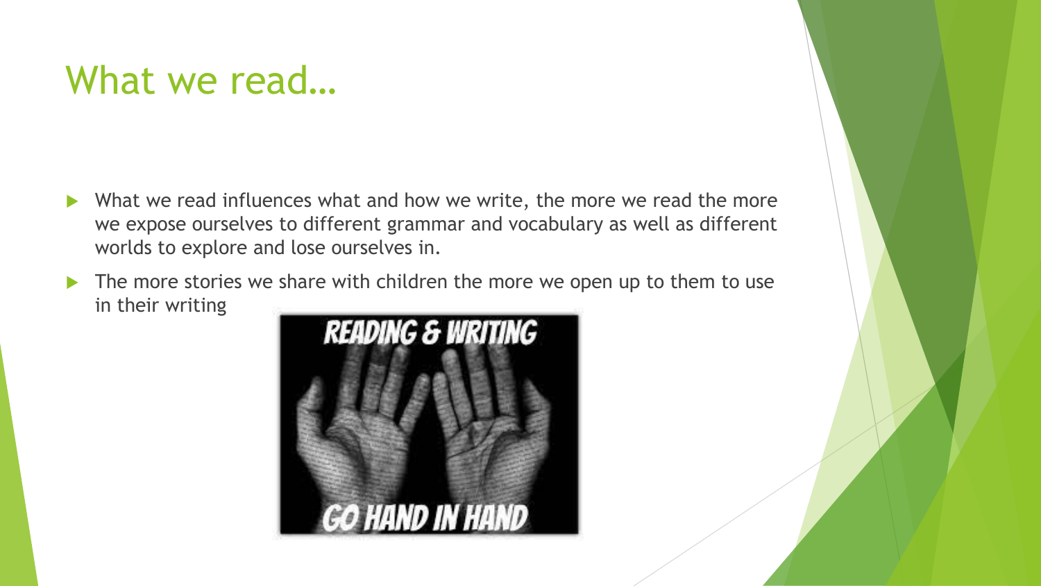# What we read…

- What we read influences what and how we write, the more we read the more we expose ourselves to different grammar and vocabulary as well as different worlds to explore and lose ourselves in.
- The more stories we share with children the more we open up to them to use in their writing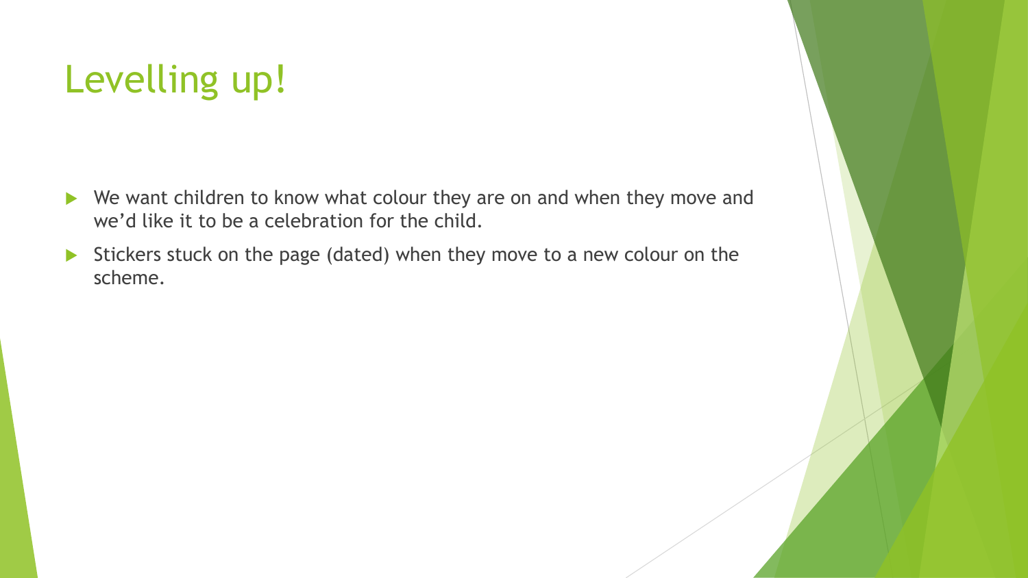# Levelling up!

- We want children to know what colour they are on and when they move and we'd like it to be a celebration for the child.
- Stickers stuck on the page (dated) when they move to a new colour on the scheme.